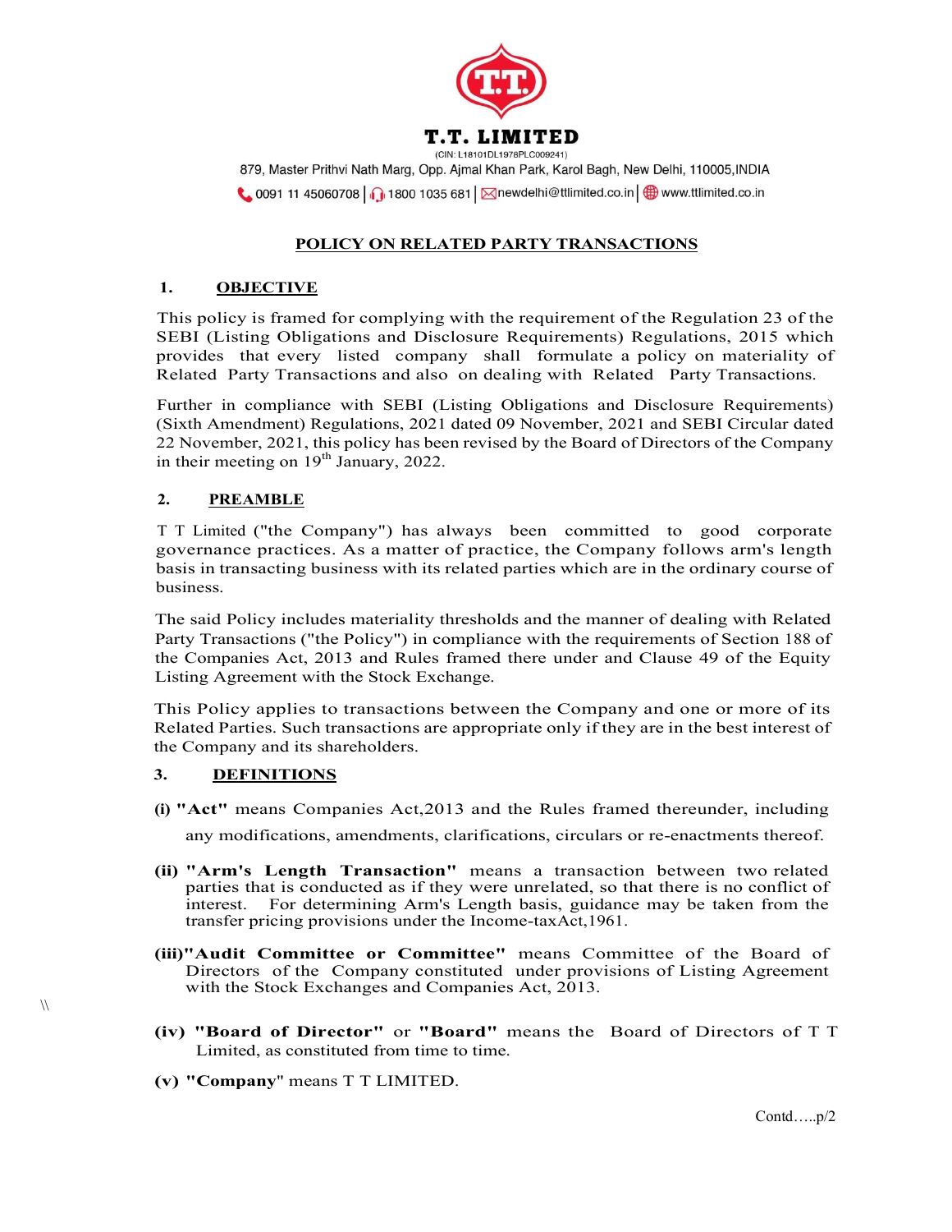**T.T. LIMITED**

(CIN: L18101DL1978PLC009241)

879, Master Prithvi Nath Marg, Opp. Ajmal Khan Park, Karol Bagh, New Delhi, 110005,INDIA

0091 11 45060708 | 1800 1035 681 | newdelhi@ttlimited.co.in | www.ttlimited.co.in

# POLICY ON RELATED PARTY TRANSACTIONS

## 1. OBJECTIVE

This policy is framed for complying with the requirement of the Regulation 23 of the SEBI (Listing Obligations and Disclosure Requirements) Regulations, 2015 which provides that every listed company shall formulate a policy on materiality of Related Party Transactions and also on dealing with Related Party Transactions.

Further in compliance with SEBI (Listing Obligations and Disclosure Requirements) (Sixth Amendment) Regulations, 2021 dated 09 November, 2021 and SEBI Circular dated 22 November, 2021, this policy has been revised by the Board of Directors of the Company in their meeting on 19th January, 2022.

## 2. PREAMBLE

T T Limited ("the Company") has always been committed to good corporate governance practices. As a matter of practice, the Company follows arm's length basis in transacting business with its related parties which are in the ordinary course of business.

The said Policy includes materiality thresholds and the manner of dealing with Related Party Transactions ("the Policy") in compliance with the requirements of Section 188 of the Companies Act, 2013 and Rules framed there under and Clause 49 of the Equity Listing Agreement with the Stock Exchange.

This Policy applies to transactions between the Company and one or more of its Related Parties. Such transactions are appropriate only if they are in the best interest of the Company and its shareholders.

## 3. DEFINITIONS

**(i) "Act"** means Companies Act,2013 and the Rules framed thereunder, including any modifications, amendments, clarifications, circulars or re-enactments thereof.

**(ii) "Arm's Length Transaction"** means a transaction between two related parties that is conducted as if they were unrelated, so that there is no conflict of interest. For determining Arm's Length basis, guidance may be taken from the transfer pricing provisions under the Income-taxAct,1961.

**(iii)"Audit Committee or Committee"** means Committee of the Board of Directors of the Company constituted under provisions of Listing Agreement with the Stock Exchanges and Companies Act, 2013.

**(iv) "Board of Director"** or **"Board"** means the Board of Directors of T T Limited, as constituted from time to time.

**(v) "Company"** means T T LIMITED.

Contd…..p/2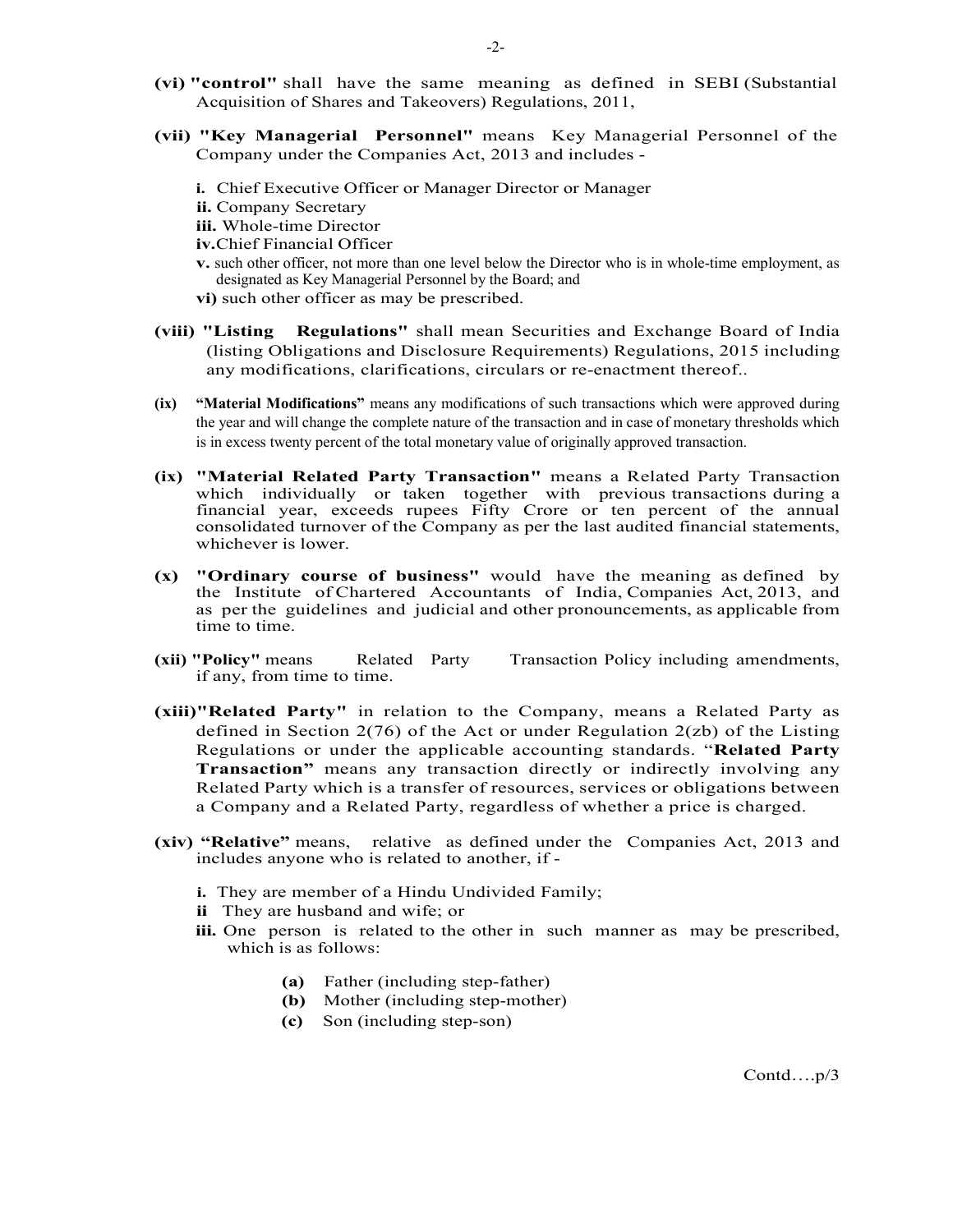**(vi) "control"** shall have the same meaning as defined in SEBI (Substantial Acquisition of Shares and Takeovers) Regulations, 2011,

**(vii) "Key Managerial Personnel"** means Key Managerial Personnel of the Company under the Companies Act, 2013 and includes -

**i.** Chief Executive Officer or Manager Director or Manager
**ii.** Company Secretary
**iii.** Whole-time Director
**iv.** Chief Financial Officer
**v.** such other officer, not more than one level below the Director who is in whole-time employment, as designated as Key Managerial Personnel by the Board; and
**vi)** such other officer as may be prescribed.

**(viii) "Listing Regulations"** shall mean Securities and Exchange Board of India (listing Obligations and Disclosure Requirements) Regulations, 2015 including any modifications, clarifications, circulars or re-enactment thereof..

**(ix) "Material Modifications"** means any modifications of such transactions which were approved during the year and will change the complete nature of the transaction and in case of monetary thresholds which is in excess twenty percent of the total monetary value of originally approved transaction.

**(ix) "Material Related Party Transaction"** means a Related Party Transaction which individually or taken together with previous transactions during a financial year, exceeds rupees Fifty Crore or ten percent of the annual consolidated turnover of the Company as per the last audited financial statements, whichever is lower.

**(x) "Ordinary course of business"** would have the meaning as defined by the Institute of Chartered Accountants of India, Companies Act, 2013, and as per the guidelines and judicial and other pronouncements, as applicable from time to time.

**(xii) "Policy"** means Related Party Transaction Policy including amendments, if any, from time to time.

**(xiii) "Related Party"** in relation to the Company, means a Related Party as defined in Section 2(76) of the Act or under Regulation 2(zb) of the Listing Regulations or under the applicable accounting standards. "**Related Party Transaction"** means any transaction directly or indirectly involving any Related Party which is a transfer of resources, services or obligations between a Company and a Related Party, regardless of whether a price is charged.

**(xiv) "Relative"** means, relative as defined under the Companies Act, 2013 and includes anyone who is related to another, if -

**i.** They are member of a Hindu Undivided Family;
**ii** They are husband and wife; or
**iii.** One person is related to the other in such manner as may be prescribed, which is as follows:

**(a)** Father (including step-father)
**(b)** Mother (including step-mother)
**(c)** Son (including step-son)

Contd….p/3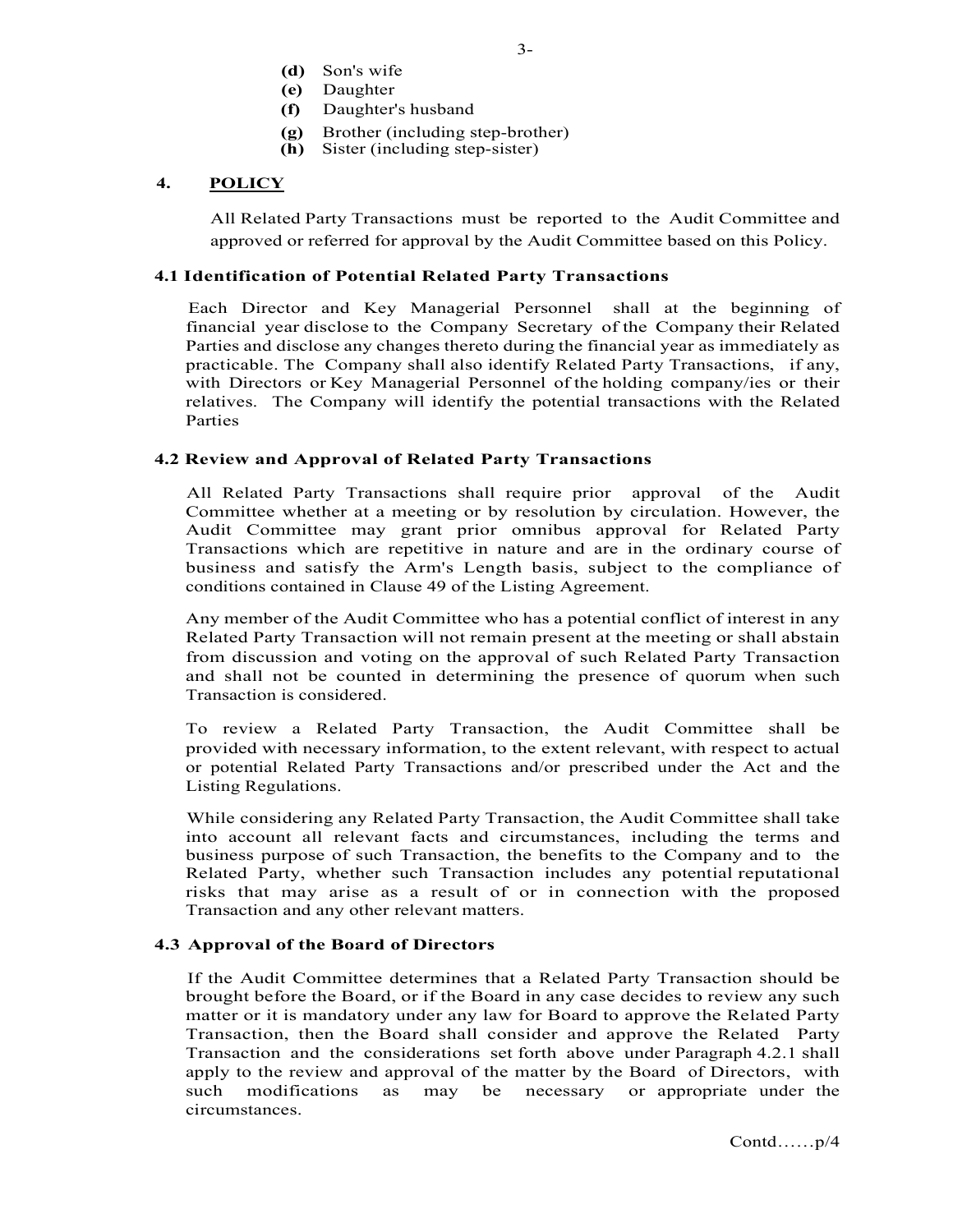- **(d)** Son's wife
- **(e)** Daughter
- **(f)** Daughter's husband
- **(g)** Brother (including step-brother)
- **(h)** Sister (including step-sister)

## 4. POLICY

All Related Party Transactions must be reported to the Audit Committee and approved or referred for approval by the Audit Committee based on this Policy.

### 4.1 Identification of Potential Related Party Transactions

Each Director and Key Managerial Personnel shall at the beginning of financial year disclose to the Company Secretary of the Company their Related Parties and disclose any changes thereto during the financial year as immediately as practicable. The Company shall also identify Related Party Transactions, if any, with Directors or Key Managerial Personnel of the holding company/ies or their relatives. The Company will identify the potential transactions with the Related Parties

### 4.2 Review and Approval of Related Party Transactions

All Related Party Transactions shall require prior approval of the Audit Committee whether at a meeting or by resolution by circulation. However, the Audit Committee may grant prior omnibus approval for Related Party Transactions which are repetitive in nature and are in the ordinary course of business and satisfy the Arm's Length basis, subject to the compliance of conditions contained in Clause 49 of the Listing Agreement.

Any member of the Audit Committee who has a potential conflict of interest in any Related Party Transaction will not remain present at the meeting or shall abstain from discussion and voting on the approval of such Related Party Transaction and shall not be counted in determining the presence of quorum when such Transaction is considered.

To review a Related Party Transaction, the Audit Committee shall be provided with necessary information, to the extent relevant, with respect to actual or potential Related Party Transactions and/or prescribed under the Act and the Listing Regulations.

While considering any Related Party Transaction, the Audit Committee shall take into account all relevant facts and circumstances, including the terms and business purpose of such Transaction, the benefits to the Company and to the Related Party, whether such Transaction includes any potential reputational risks that may arise as a result of or in connection with the proposed Transaction and any other relevant matters.

### 4.3 Approval of the Board of Directors

If the Audit Committee determines that a Related Party Transaction should be brought before the Board, or if the Board in any case decides to review any such matter or it is mandatory under any law for Board to approve the Related Party Transaction, then the Board shall consider and approve the Related Party Transaction and the considerations set forth above under Paragraph 4.2.1 shall apply to the review and approval of the matter by the Board of Directors, with such modifications as may be necessary or appropriate under the circumstances.

Contd……p/4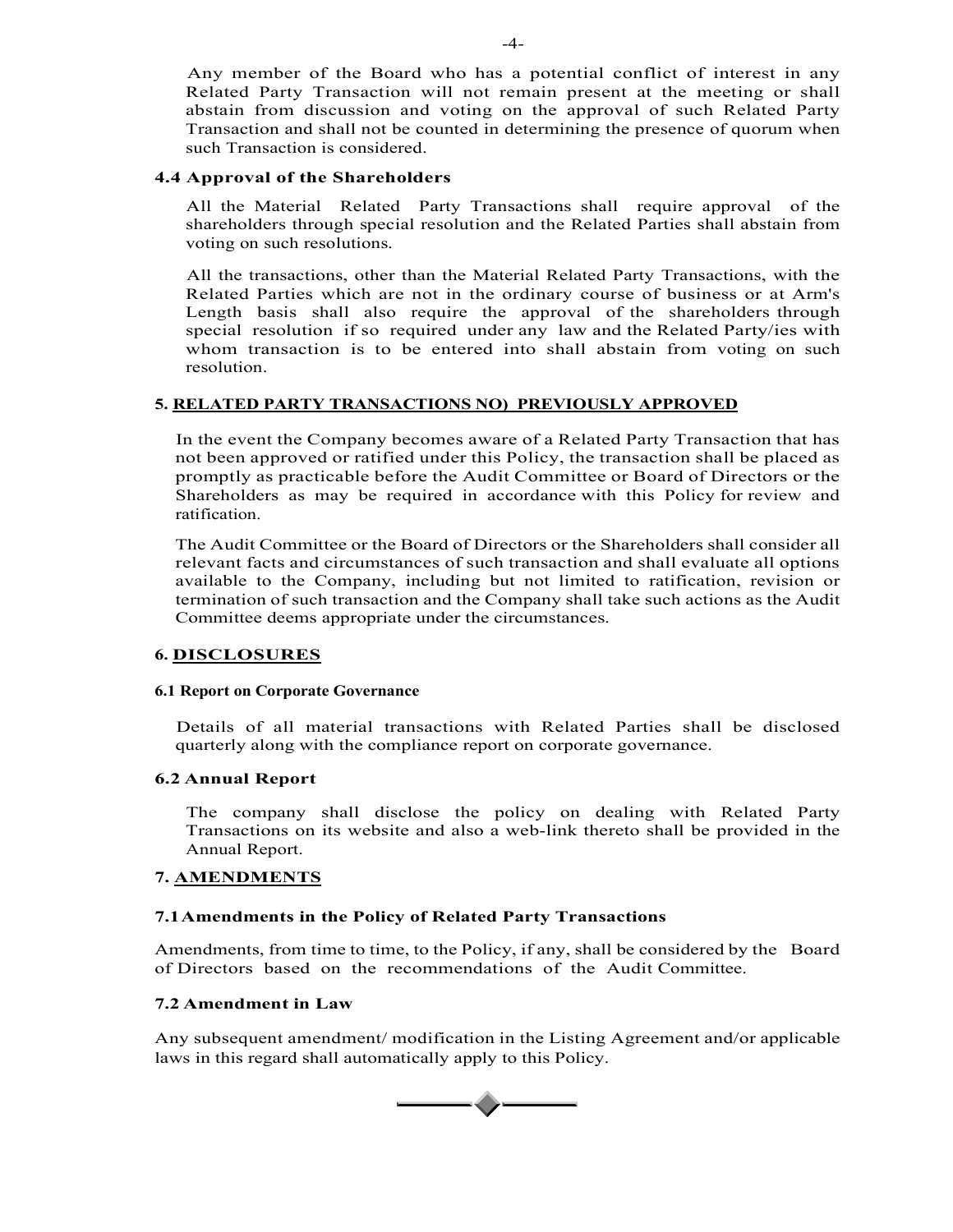Any member of the Board who has a potential conflict of interest in any Related Party Transaction will not remain present at the meeting or shall abstain from discussion and voting on the approval of such Related Party Transaction and shall not be counted in determining the presence of quorum when such Transaction is considered.

### 4.4 Approval of the Shareholders

All the Material Related Party Transactions shall require approval of the shareholders through special resolution and the Related Parties shall abstain from voting on such resolutions.

All the transactions, other than the Material Related Party Transactions, with the Related Parties which are not in the ordinary course of business or at Arm's Length basis shall also require the approval of the shareholders through special resolution if so required under any law and the Related Party/ies with whom transaction is to be entered into shall abstain from voting on such resolution.

## 5. RELATED PARTY TRANSACTIONS NO) PREVIOUSLY APPROVED

In the event the Company becomes aware of a Related Party Transaction that has not been approved or ratified under this Policy, the transaction shall be placed as promptly as practicable before the Audit Committee or Board of Directors or the Shareholders as may be required in accordance with this Policy for review and ratification.

The Audit Committee or the Board of Directors or the Shareholders shall consider all relevant facts and circumstances of such transaction and shall evaluate all options available to the Company, including but not limited to ratification, revision or termination of such transaction and the Company shall take such actions as the Audit Committee deems appropriate under the circumstances.

## 6. DISCLOSURES

### 6.1 Report on Corporate Governance

Details of all material transactions with Related Parties shall be disclosed quarterly along with the compliance report on corporate governance.

### 6.2 Annual Report

The company shall disclose the policy on dealing with Related Party Transactions on its website and also a web-link thereto shall be provided in the Annual Report.

## 7. AMENDMENTS

### 7.1 Amendments in the Policy of Related Party Transactions

Amendments, from time to time, to the Policy, if any, shall be considered by the Board of Directors based on the recommendations of the Audit Committee.

### 7.2 Amendment in Law

Any subsequent amendment/ modification in the Listing Agreement and/or applicable laws in this regard shall automatically apply to this Policy.